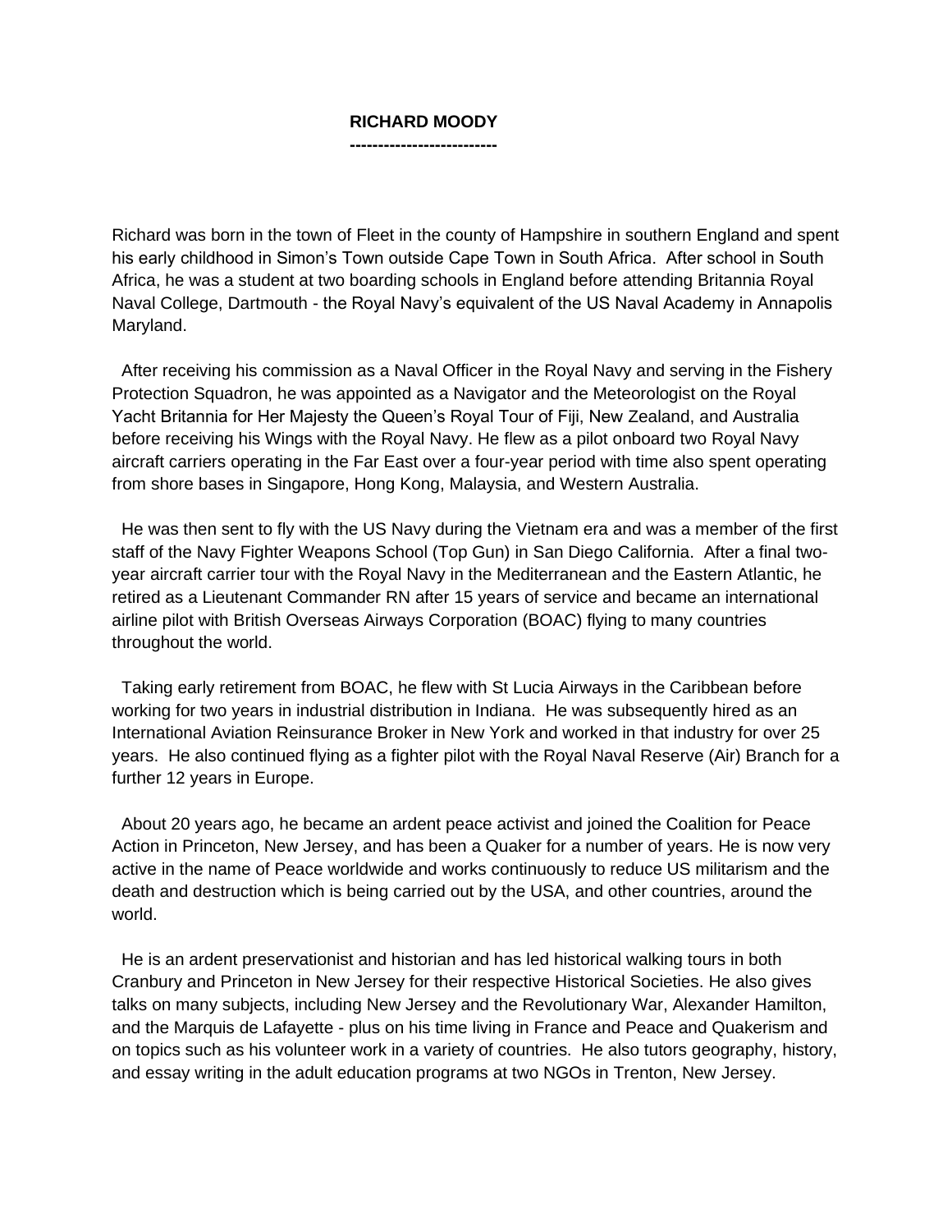# RICHARD MOODY

Richard was born in the town of Fleet in the county of Hampshire in southern England and spent his early childhood in Simon's Town outside Cape Town in South Africa. After school in South Africa, he was a student at two boarding schools in England before attending Britannia Royal Naval College, Dartmouth - the Royal Navy's equivalent of the US Naval Academy in Annapolis Maryland.

After receiving his commission as a Naval Officer in the Royal Navy and serving in the Fishery Protection Squadron, he was appointed as a Navigator and the Meteorologist on the Royal Yacht Britannia for Her Majesty the Queen's Royal Tour of Fiji, New Zealand, and Australia before receiving his Wings with the Royal Navy. He flew as a pilot onboard two Royal Navy aircraft carriers operating in the Far East over a four-year period with time also spent operating from shore bases in Singapore, Hong Kong, Malaysia, and Western Australia.

He was then sent to fly with the US Navy during the Vietnam era and was a member of the first staff of the Navy Fighter Weapons School (Top Gun) in San Diego California. After a final two-year aircraft carrier tour with the Royal Navy in the Mediterranean and the Eastern Atlantic, he retired as a Lieutenant Commander RN after 15 years of service and became an international airline pilot with British Overseas Airways Corporation (BOAC) flying to many countries throughout the world.

Taking early retirement from BOAC, he flew with St Lucia Airways in the Caribbean before working for two years in industrial distribution in Indiana. He was subsequently hired as an International Aviation Reinsurance Broker in New York and worked in that industry for over 25 years. He also continued flying as a fighter pilot with the Royal Naval Reserve (Air) Branch for a further 12 years in Europe.

About 20 years ago, he became an ardent peace activist and joined the Coalition for Peace Action in Princeton, New Jersey, and has been a Quaker for a number of years. He is now very active in the name of Peace worldwide and works continuously to reduce US militarism and the death and destruction which is being carried out by the USA, and other countries, around the world.

He is an ardent preservationist and historian and has led historical walking tours in both Cranbury and Princeton in New Jersey for their respective Historical Societies. He also gives talks on many subjects, including New Jersey and the Revolutionary War, Alexander Hamilton, and the Marquis de Lafayette - plus on his time living in France and Peace and Quakerism and on topics such as his volunteer work in a variety of countries. He also tutors geography, history, and essay writing in the adult education programs at two NGOs in Trenton, New Jersey.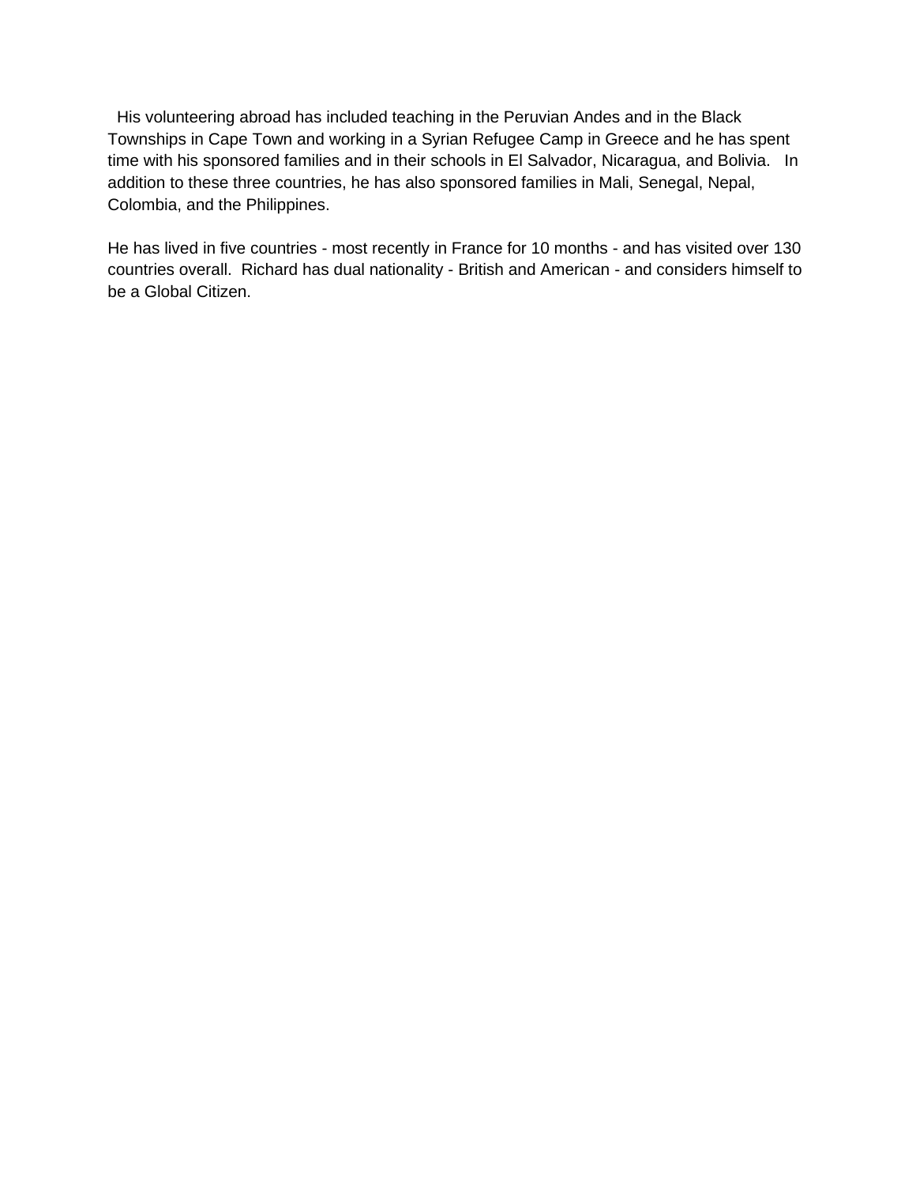His volunteering abroad has included teaching in the Peruvian Andes and in the Black Townships in Cape Town and working in a Syrian Refugee Camp in Greece and he has spent time with his sponsored families and in their schools in El Salvador, Nicaragua, and Bolivia. In addition to these three countries, he has also sponsored families in Mali, Senegal, Nepal, Colombia, and the Philippines.

He has lived in five countries - most recently in France for 10 months - and has visited over 130 countries overall. Richard has dual nationality - British and American - and considers himself to be a Global Citizen.